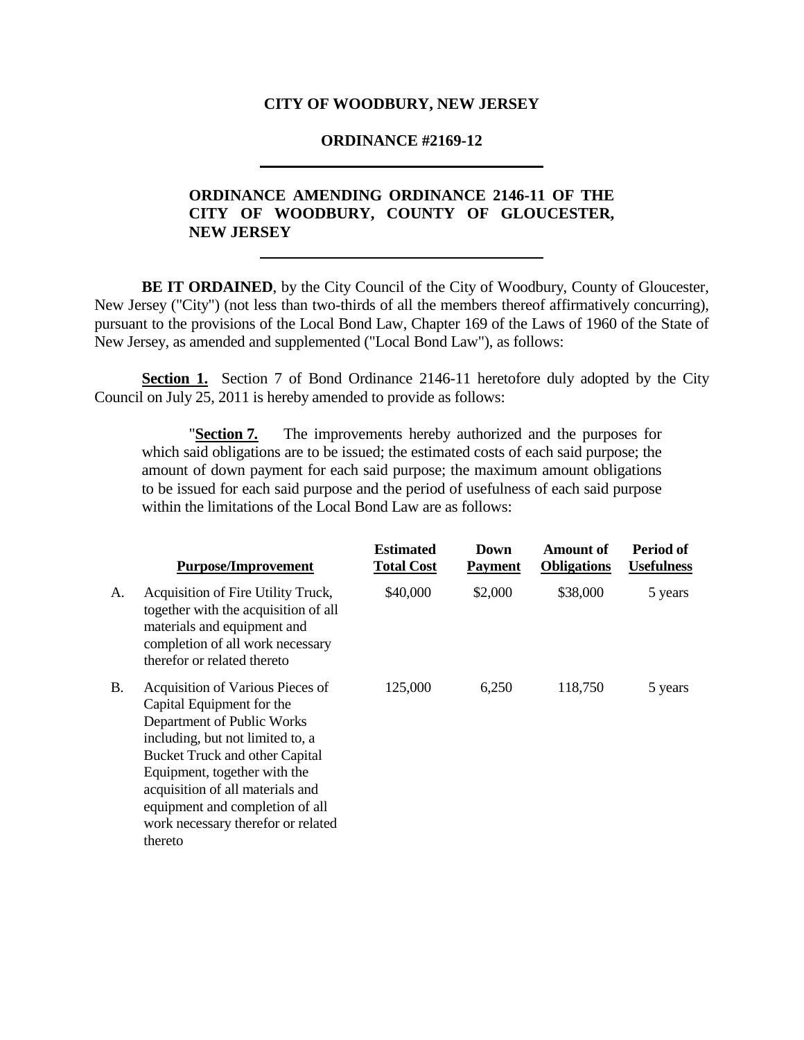**CITY OF WOODBURY, NEW JERSEY**

**ORDINANCE #2169-12**

---

**ORDINANCE AMENDING ORDINANCE 2146-11 OF THE CITY OF WOODBURY, COUNTY OF GLOUCESTER, NEW JERSEY**

---

**BE IT ORDAINED**, by the City Council of the City of Woodbury, County of Gloucester, New Jersey ("City") (not less than two-thirds of all the members thereof affirmatively concurring), pursuant to the provisions of the Local Bond Law, Chapter 169 of the Laws of 1960 of the State of New Jersey, as amended and supplemented ("Local Bond Law"), as follows:

**Section 1.** Section 7 of Bond Ordinance 2146-11 heretofore duly adopted by the City Council on July 25, 2011 is hereby amended to provide as follows:

> "**Section 7.** The improvements hereby authorized and the purposes for which said obligations are to be issued; the estimated costs of each said purpose; the amount of down payment for each said purpose; the maximum amount obligations to be issued for each said purpose and the period of usefulness of each said purpose within the limitations of the Local Bond Law are as follows:

| | Purpose/Improvement | Estimated Total Cost | Down Payment | Amount of Obligations | Period of Usefulness |
|---|---|---|---|---|---|
| A. | Acquisition of Fire Utility Truck, together with the acquisition of all materials and equipment and completion of all work necessary therefor or related thereto | $40,000 | $2,000 | $38,000 | 5 years |
| B. | Acquisition of Various Pieces of Capital Equipment for the Department of Public Works including, but not limited to, a Bucket Truck and other Capital Equipment, together with the acquisition of all materials and equipment and completion of all work necessary therefor or related thereto | 125,000 | 6,250 | 118,750 | 5 years |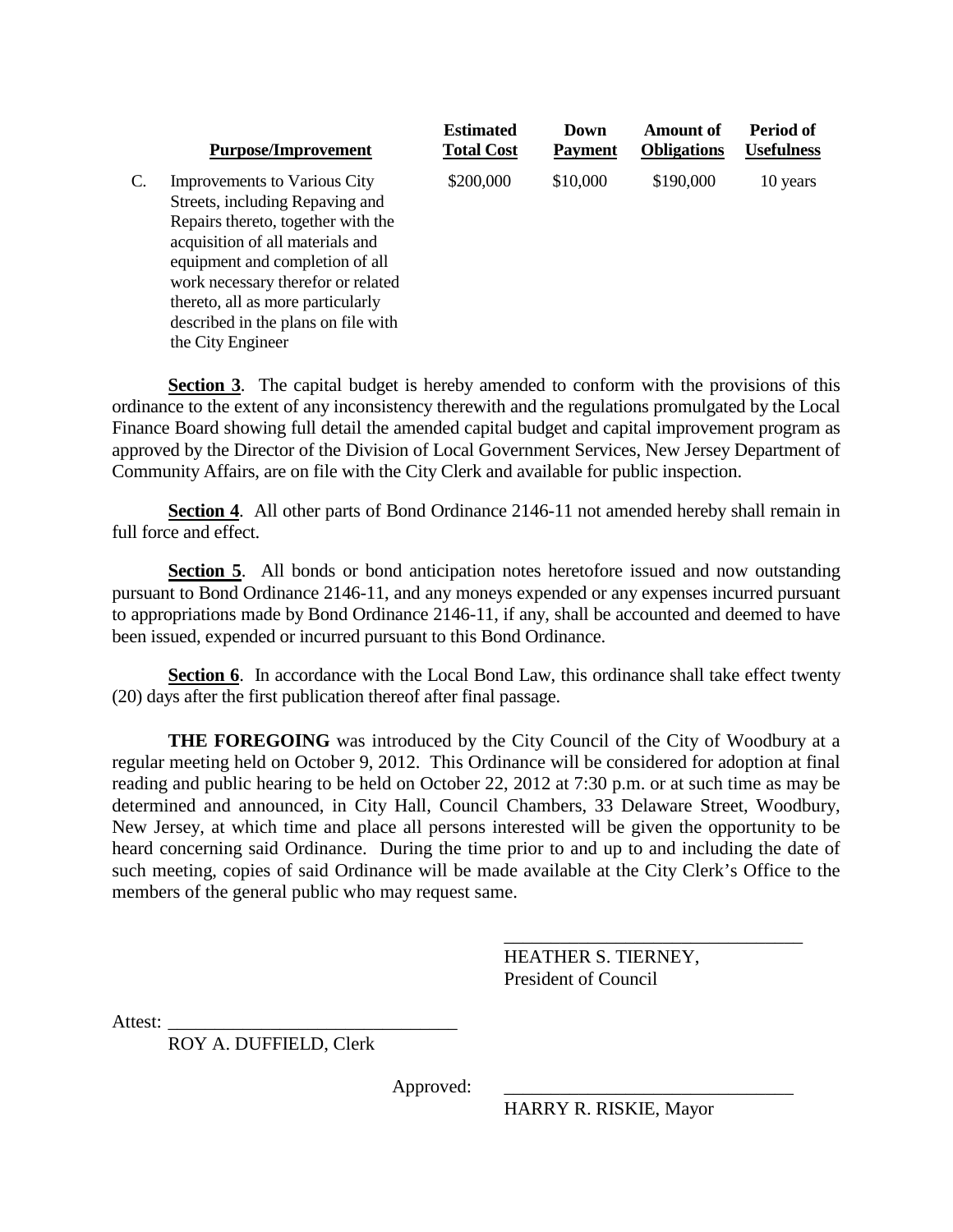| | Purpose/Improvement | Estimated Total Cost | Down Payment | Amount of Obligations | Period of Usefulness |
|---|---|---|---|---|---|
| C. | Improvements to Various City Streets, including Repaving and Repairs thereto, together with the acquisition of all materials and equipment and completion of all work necessary therefor or related thereto, all as more particularly described in the plans on file with the City Engineer | $200,000 | $10,000 | $190,000 | 10 years |

**Section 3**. The capital budget is hereby amended to conform with the provisions of this ordinance to the extent of any inconsistency therewith and the regulations promulgated by the Local Finance Board showing full detail the amended capital budget and capital improvement program as approved by the Director of the Division of Local Government Services, New Jersey Department of Community Affairs, are on file with the City Clerk and available for public inspection.

**Section 4**. All other parts of Bond Ordinance 2146-11 not amended hereby shall remain in full force and effect.

**Section 5**. All bonds or bond anticipation notes heretofore issued and now outstanding pursuant to Bond Ordinance 2146-11, and any moneys expended or any expenses incurred pursuant to appropriations made by Bond Ordinance 2146-11, if any, shall be accounted and deemed to have been issued, expended or incurred pursuant to this Bond Ordinance.

**Section 6**. In accordance with the Local Bond Law, this ordinance shall take effect twenty (20) days after the first publication thereof after final passage.

**THE FOREGOING** was introduced by the City Council of the City of Woodbury at a regular meeting held on October 9, 2012. This Ordinance will be considered for adoption at final reading and public hearing to be held on October 22, 2012 at 7:30 p.m. or at such time as may be determined and announced, in City Hall, Council Chambers, 33 Delaware Street, Woodbury, New Jersey, at which time and place all persons interested will be given the opportunity to be heard concerning said Ordinance. During the time prior to and up to and including the date of such meeting, copies of said Ordinance will be made available at the City Clerk's Office to the members of the general public who may request same.

\_\_\_\_\_\_\_\_\_\_\_\_\_\_\_\_\_\_\_\_\_\_\_\_\_\_\_\_\_\_\_\_
HEATHER S. TIERNEY,
President of Council

Attest: \_\_\_\_\_\_\_\_\_\_\_\_\_\_\_\_\_\_\_\_\_\_\_\_\_\_\_\_\_\_\_\_
ROY A. DUFFIELD, Clerk

Approved: \_\_\_\_\_\_\_\_\_\_\_\_\_\_\_\_\_\_\_\_\_\_\_\_\_\_\_\_\_\_\_\_
HARRY R. RISKIE, Mayor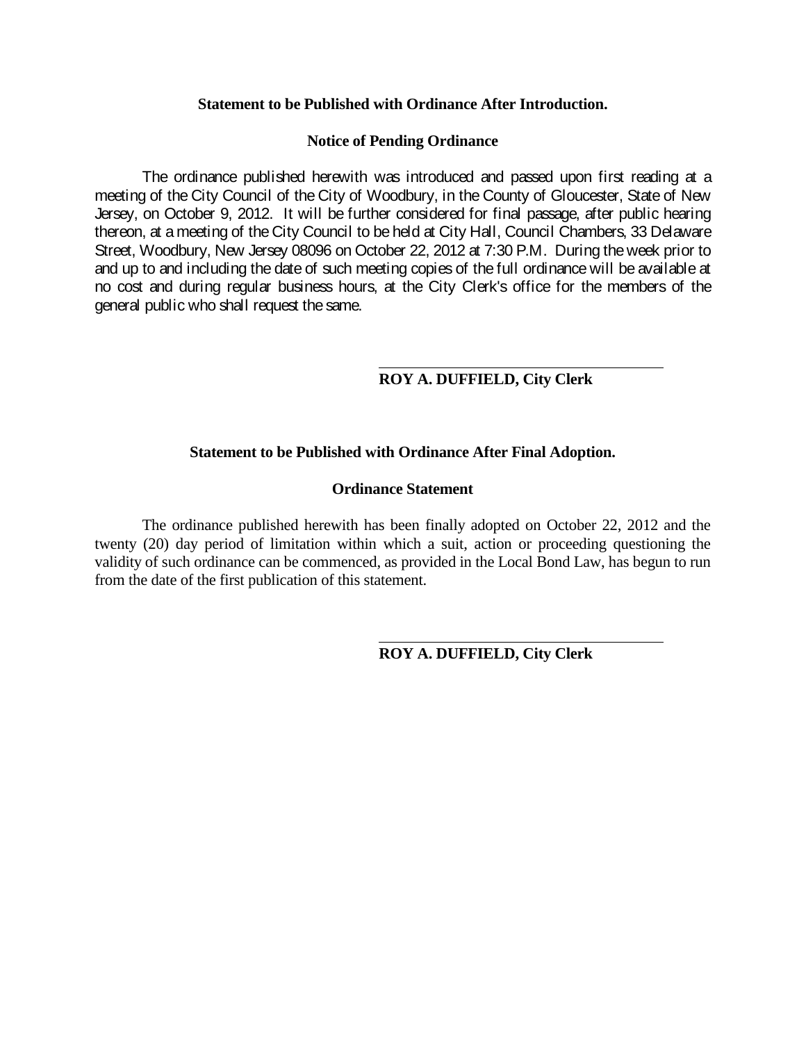**Statement to be Published with Ordinance After Introduction.**

**Notice of Pending Ordinance**

The ordinance published herewith was introduced and passed upon first reading at a meeting of the City Council of the City of Woodbury, in the County of Gloucester, State of New Jersey, on October 9, 2012. It will be further considered for final passage, after public hearing thereon, at a meeting of the City Council to be held at City Hall, Council Chambers, 33 Delaware Street, Woodbury, New Jersey 08096 on October 22, 2012 at 7:30 P.M. During the week prior to and up to and including the date of such meeting copies of the full ordinance will be available at no cost and during regular business hours, at the City Clerk's office for the members of the general public who shall request the same.

______________________________________

**ROY A. DUFFIELD, City Clerk**

**Statement to be Published with Ordinance After Final Adoption.**

**Ordinance Statement**

The ordinance published herewith has been finally adopted on October 22, 2012 and the twenty (20) day period of limitation within which a suit, action or proceeding questioning the validity of such ordinance can be commenced, as provided in the Local Bond Law, has begun to run from the date of the first publication of this statement.

______________________________________

**ROY A. DUFFIELD, City Clerk**